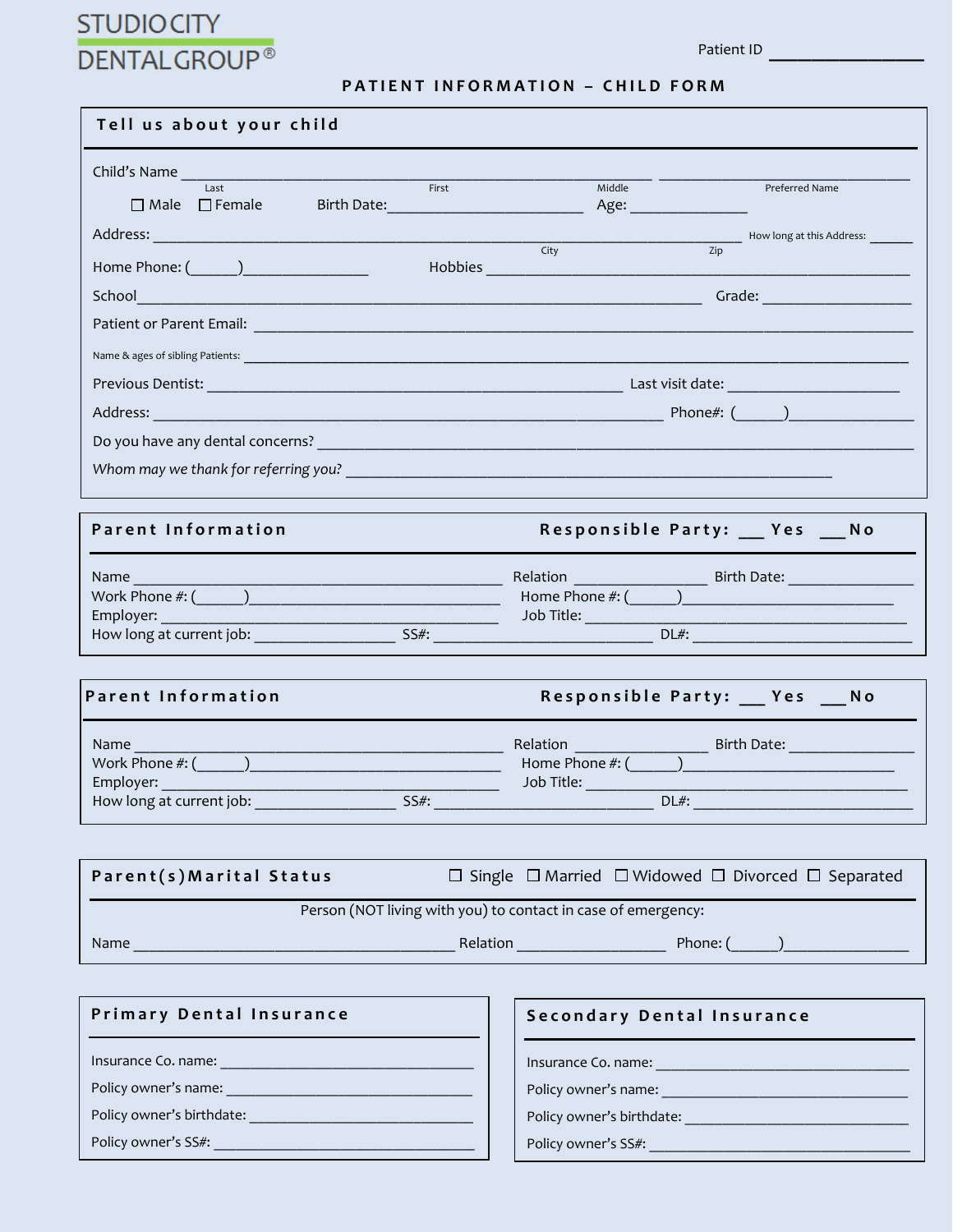STUDIO CITY
DENTAL GROUP®

Patient ID ________________

# PATIENT INFORMATION – CHILD FORM

## Tell us about your child

Child's Name ______________________________________________ ____________________
Last First Middle Preferred Name

☐ Male ☐ Female Birth Date:______________________ Age: ______________

Address: ____________________________________________________________ How long at this Address: ______
City Zip

Home Phone: (______)_______________ Hobbies ________________________________________________

School_______________________________________________________________ Grade: _________________

Patient or Parent Email: _____________________________________________________________________

Name & ages of sibling Patients: _____________________________________________________________

Previous Dentist: ____________________________________________ Last visit date: ____________________

Address: ___________________________________________________ Phone#: (______)_______________

Do you have any dental concerns? ____________________________________________________________

*Whom may we thank for referring you?* ______________________________________________________

## Parent Information

Responsible Party: ___ Yes ___No

Name ________________________________________ Relation _______________ Birth Date: ______________

Work Phone #: (______)____________________________ Home Phone #: (______)________________________

Employer: __________________________________________ Job Title: ______________________________

How long at current job: _______________ SS#: _________________________ DL#: _________________________

## Parent Information

Responsible Party: ___ Yes ___No

Name ________________________________________ Relation _______________ Birth Date: ______________

Work Phone #: (______)____________________________ Home Phone #: (______)________________________

Employer: __________________________________________ Job Title: ______________________________

How long at current job: _______________ SS#: _________________________ DL#: _________________________

## Parent(s)Marital Status

☐ Single ☐ Married ☐ Widowed ☐ Divorced ☐ Separated

Person (NOT living with you) to contact in case of emergency:

Name ____________________________________ Relation _________________ Phone: (______)_______________

## Primary Dental Insurance

Insurance Co. name: _________________________________

Policy owner's name: _________________________________

Policy owner's birthdate: ______________________________

Policy owner's SS#: ___________________________________

## Secondary Dental Insurance

Insurance Co. name: _________________________________

Policy owner's name: _________________________________

Policy owner's birthdate: ______________________________

Policy owner's SS#: ___________________________________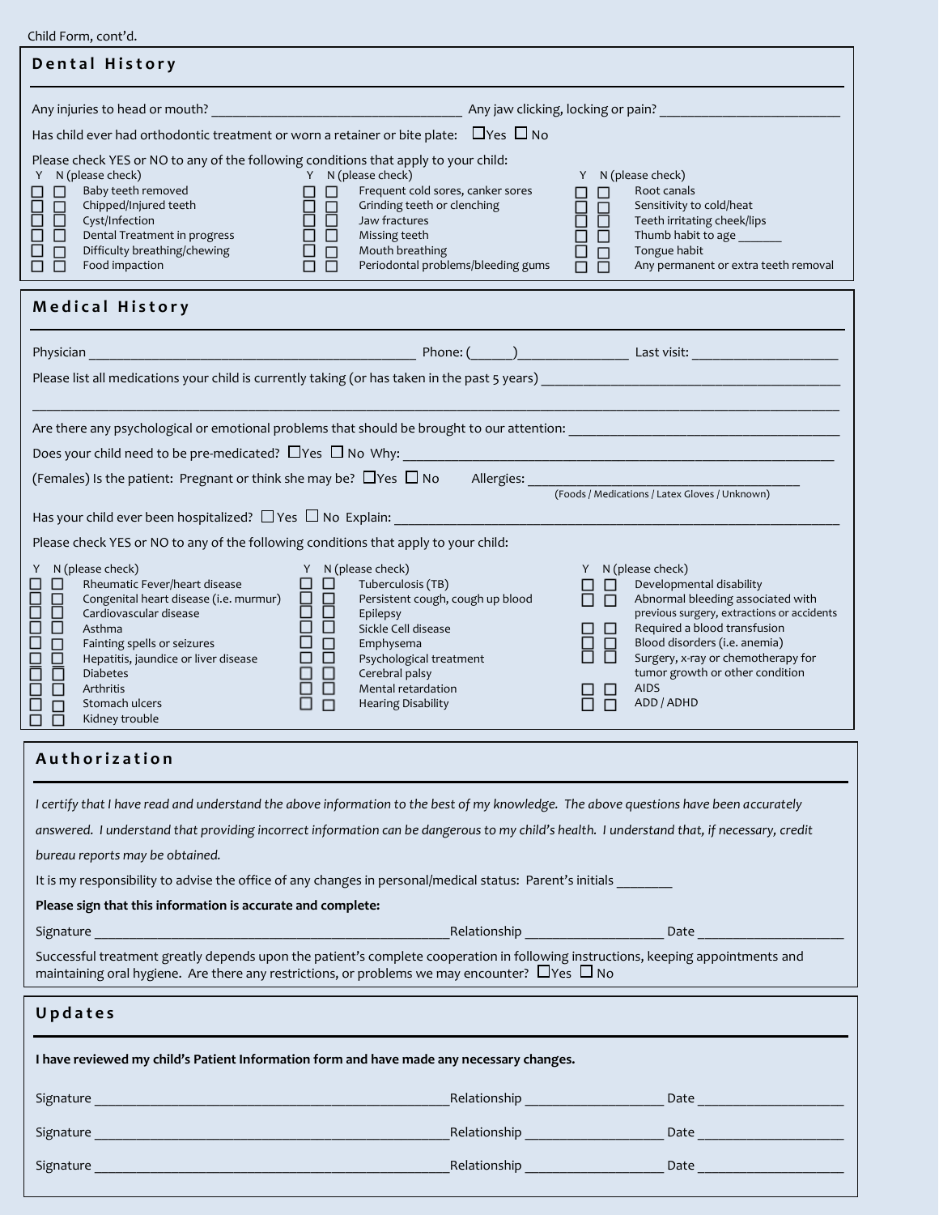Child Form, cont'd.

## Dental History

Any injuries to head or mouth? ______________________________ Any jaw clicking, locking or pain? ______________________

Has child ever had orthodontic treatment or worn a retainer or bite plate: ☐Yes ☐ No

Please check YES or NO to any of the following conditions that apply to your child:

| Y | N (please check) | | Y | N (please check) | | Y | N (please check) | |
|---|---|---|---|---|---|---|---|---|
| ☐ | ☐ | Baby teeth removed | ☐ | ☐ | Frequent cold sores, canker sores | ☐ | ☐ | Root canals |
| ☐ | ☐ | Chipped/Injured teeth | ☐ | ☐ | Grinding teeth or clenching | ☐ | ☐ | Sensitivity to cold/heat |
| ☐ | ☐ | Cyst/Infection | ☐ | ☐ | Jaw fractures | ☐ | ☐ | Teeth irritating cheek/lips |
| ☐ | ☐ | Dental Treatment in progress | ☐ | ☐ | Missing teeth | ☐ | ☐ | Thumb habit to age _______ |
| ☐ | ☐ | Difficulty breathing/chewing | ☐ | ☐ | Mouth breathing | ☐ | ☐ | Tongue habit |
| ☐ | ☐ | Food impaction | ☐ | ☐ | Periodontal problems/bleeding gums | ☐ | ☐ | Any permanent or extra teeth removal |

## Medical History

Physician ______________________________________ Phone: (______)_______________ Last visit: ____________________

Please list all medications your child is currently taking (or has taken in the past 5 years) ______________________________________

______________________________________________________________________________________________

Are there any psychological or emotional problems that should be brought to our attention: ______________________________

Does your child need to be pre-medicated? ☐Yes ☐ No Why: ____________________________________________

(Females) Is the patient: Pregnant or think she may be? ☐Yes ☐ No Allergies: ___________________________________
(Foods / Medications / Latex Gloves / Unknown)

Has your child ever been hospitalized? ☐ Yes ☐ No Explain: __________________________________________________

Please check YES or NO to any of the following conditions that apply to your child:

| Y | N (please check) | | Y | N (please check) | | Y | N (please check) | |
|---|---|---|---|---|---|---|---|---|
| ☐ | ☐ | Rheumatic Fever/heart disease | ☐ | ☐ | Tuberculosis (TB) | ☐ | ☐ | Developmental disability |
| ☐ | ☐ | Congenital heart disease (i.e. murmur) | ☐ | ☐ | Persistent cough, cough up blood | ☐ | ☐ | Abnormal bleeding associated with previous surgery, extractions or accidents |
| ☐ | ☐ | Cardiovascular disease | ☐ | ☐ | Epilepsy | ☐ | ☐ | Required a blood transfusion |
| ☐ | ☐ | Asthma | ☐ | ☐ | Sickle Cell disease | ☐ | ☐ | Blood disorders (i.e. anemia) |
| ☐ | ☐ | Fainting spells or seizures | ☐ | ☐ | Emphysema | ☐ | ☐ | Surgery, x-ray or chemotherapy for tumor growth or other condition |
| ☐ | ☐ | Hepatitis, jaundice or liver disease | ☐ | ☐ | Psychological treatment | ☐ | ☐ | AIDS |
| ☐ | ☐ | Diabetes | ☐ | ☐ | Cerebral palsy | ☐ | ☐ | ADD / ADHD |
| ☐ | ☐ | Arthritis | ☐ | ☐ | Mental retardation | | | |
| ☐ | ☐ | Stomach ulcers | ☐ | ☐ | Hearing Disability | | | |
| ☐ | ☐ | Kidney trouble | | | | | | |

## Authorization

*I certify that I have read and understand the above information to the best of my knowledge. The above questions have been accurately answered. I understand that providing incorrect information can be dangerous to my child's health. I understand that, if necessary, credit bureau reports may be obtained.*

It is my responsibility to advise the office of any changes in personal/medical status: Parent's initials ________

**Please sign that this information is accurate and complete:**

Signature ________________________________________ Relationship ________________ Date __________________

Successful treatment greatly depends upon the patient's complete cooperation in following instructions, keeping appointments and maintaining oral hygiene. Are there any restrictions, or problems we may encounter? ☐Yes ☐ No

## Updates

**I have reviewed my child's Patient Information form and have made any necessary changes.**

Signature ________________________________________ Relationship ________________ Date __________________

Signature ________________________________________ Relationship ________________ Date __________________

Signature ________________________________________ Relationship ________________ Date __________________